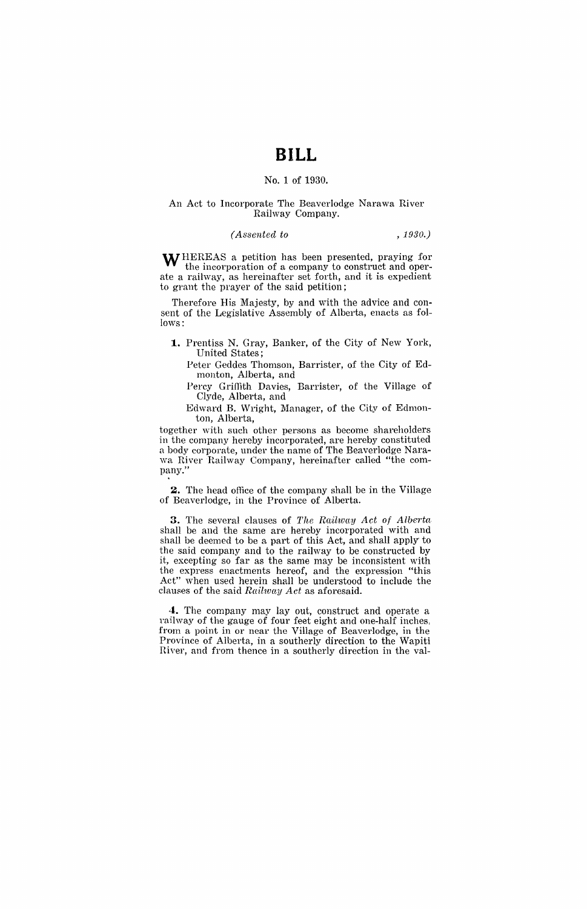# BILL

No. 1 of 1930.

An Act to Incorporate The Beaverlodge Narawa River Railway Company.

*(Assented to , 1930.)*

WHEREAS a petition has been presented, praying for the incorporation of a company to construct and operate a railway, as hereinafter set forth, and it is expedient to grant the prayer of the said petition;

Therefore His Majesty, by and with the advice and consent of the Legislative Assembly of Alberta, enacts as follows:

**1.** Prentiss N. Gray, Banker, of the City of New York, United States;

Peter Geddes Thomson, Barrister, of the City of Edmonton, Alberta, and

Percy Griffith Davies, Barrister, of the Village of Clyde, Alberta, and

Edward B. Wright, Manager, of the City of Edmonton, Alberta,

together with such other persons as become shareholders in the company hereby incorporated, are hereby constituted a body corporate, under the name of The Beaverlodge Narawa River Railway Company, hereinafter called "the company."

**2.** The head office of the company shall be in the Village of Beaverlodge, in the Province of Alberta.

**3.** The several clauses of *The Railway Act of Alberta* shall be and the same are hereby incorporated with and shall be deemed to be a part of this Act, and shall apply to the said company and to the railway to be constructed by it, excepting so far as the same may be inconsistent with the express enactments hereof, and the expression "this Act" when used herein shall be understood to include the clauses of the said *Railway Act* as aforesaid.

**4.** The company may lay out, construct and operate a railway of the gauge of four feet eight and one-half inches, from a point in or near the Village of Beaverlodge, in the Province of Alberta, in a southerly direction to the Wapiti River, and from thence in a southerly direction in the val-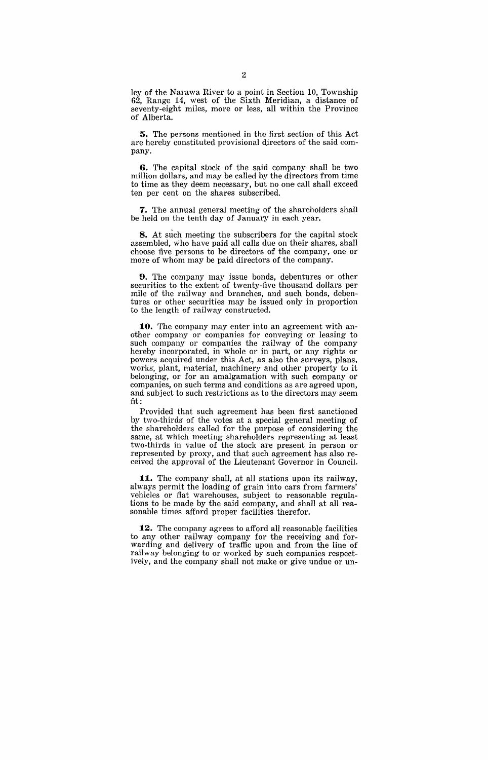ley of the Narawa River to a point in Section 10, Township 62, Range 14, west of the Sixth Meridian, a distance of seventy-eight miles, more or less, all within the Province of Alberta.

**5.** The persons mentioned in the first section of this Act are hereby constituted provisional directors of the said company.

**6.** The capital stock of the said company shall be two million dollars, and may be called by the directors from time to time as they deem necessary, but no one call shall exceed ten per cent on the shares subscribed.

**7.** The annual general meeting of the shareholders shall be held on the tenth day of January in each year.

**8.** At such meeting the subscribers for the capital stock assembled, who have paid all calls due on their shares, shall choose five persons to be directors of the company, one or more of whom may be paid directors of the company.

**9.** The company may issue bonds, debentures or other securities to the extent of twenty-five thousand dollars per mile of the railway and branches, and such bonds, debentures or other securities may be issued only in proportion to the length of railway constructed.

**10.** The company may enter into an agreement with another company or companies for conveying or leasing to such company or companies the railway of the company hereby incorporated, in whole or in part, or any rights or powers acquired under this Act, as also the surveys, plans, works, plant, material, machinery and other property to it belonging, or for an amalgamation with such company or companies, on such terms and conditions as are agreed upon, and subject to such restrictions as to the directors may seem fit:

Provided that such agreement has been first sanctioned by two-thirds of the votes at a special general meeting of the shareholders called for the purpose of considering the same, at which meeting shareholders representing at least two-thirds in value of the stock are present in person or represented by proxy, and that such agreement has also received the approval of the Lieutenant Governor in Council.

**11.** The company shall, at all stations upon its railway, always permit the loading of grain into cars from farmers' vehicles or flat warehouses, subject to reasonable regulations to be made by the said company, and shall at all reasonable times afford proper facilities therefor.

**12.** The company agrees to afford all reasonable facilities to any other railway company for the receiving and forwarding and delivery of traffic upon and from the line of railway belonging to or worked by such companies respectively, and the company shall not make or give undue or un-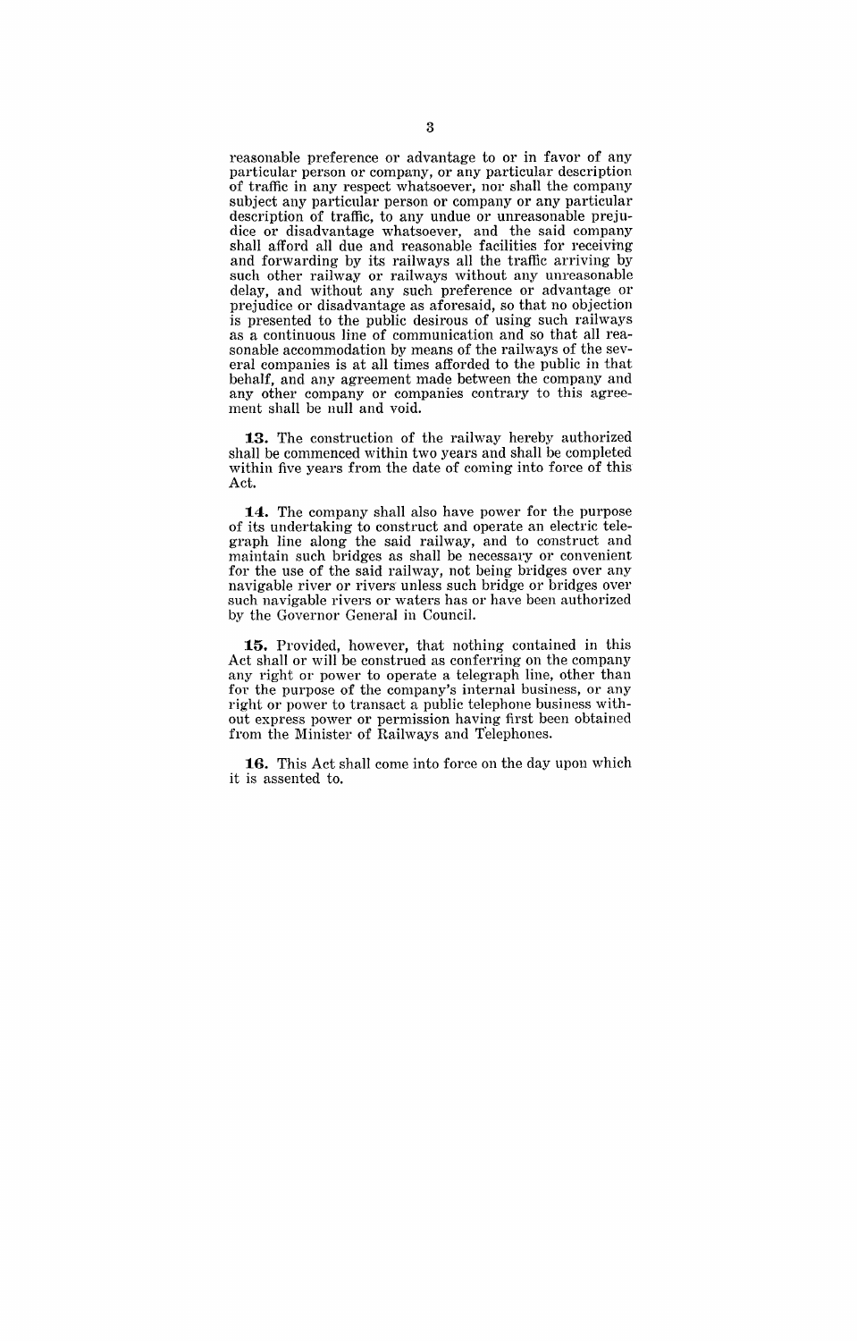reasonable preference or advantage to or in favor of any particular person or company, or any particular description of traffic in any respect whatsoever, nor shall the company subject any particular person or company or any particular description of traffic, to any undue or unreasonable prejudice or disadvantage whatsoever, and the said company shall afford all due and reasonable facilities for receiving and forwarding by its railways all the traffic arriving by such other railway or railways without any unreasonable delay, and without any such preference or advantage or prejudice or disadvantage as aforesaid, so that no objection is presented to the public desirous of using such railways as a continuous line of communication and so that all reasonable accommodation by means of the railways of the several companies is at all times afforded to the public in that behalf, and any agreement made between the company and any other company or companies contrary to this agreement shall be null and void.

**13.** The construction of the railway hereby authorized shall be commenced within two years and shall be completed within five years from the date of coming into force of this Act.

**14.** The company shall also have power for the purpose of its undertaking to construct and operate an electric telegraph line along the said railway, and to construct and maintain such bridges as shall be necessary or convenient for the use of the said railway, not being bridges over any navigable river or rivers unless such bridge or bridges over such navigable rivers or waters has or have been authorized by the Governor General in Council.

**15.** Provided, however, that nothing contained in this Act shall or will be construed as conferring on the company any right or power to operate a telegraph line, other than for the purpose of the company's internal business, or any right or power to transact a public telephone business without express power or permission having first been obtained from the Minister of Railways and Telephones.

**16.** This Act shall come into force on the day upon which it is assented to.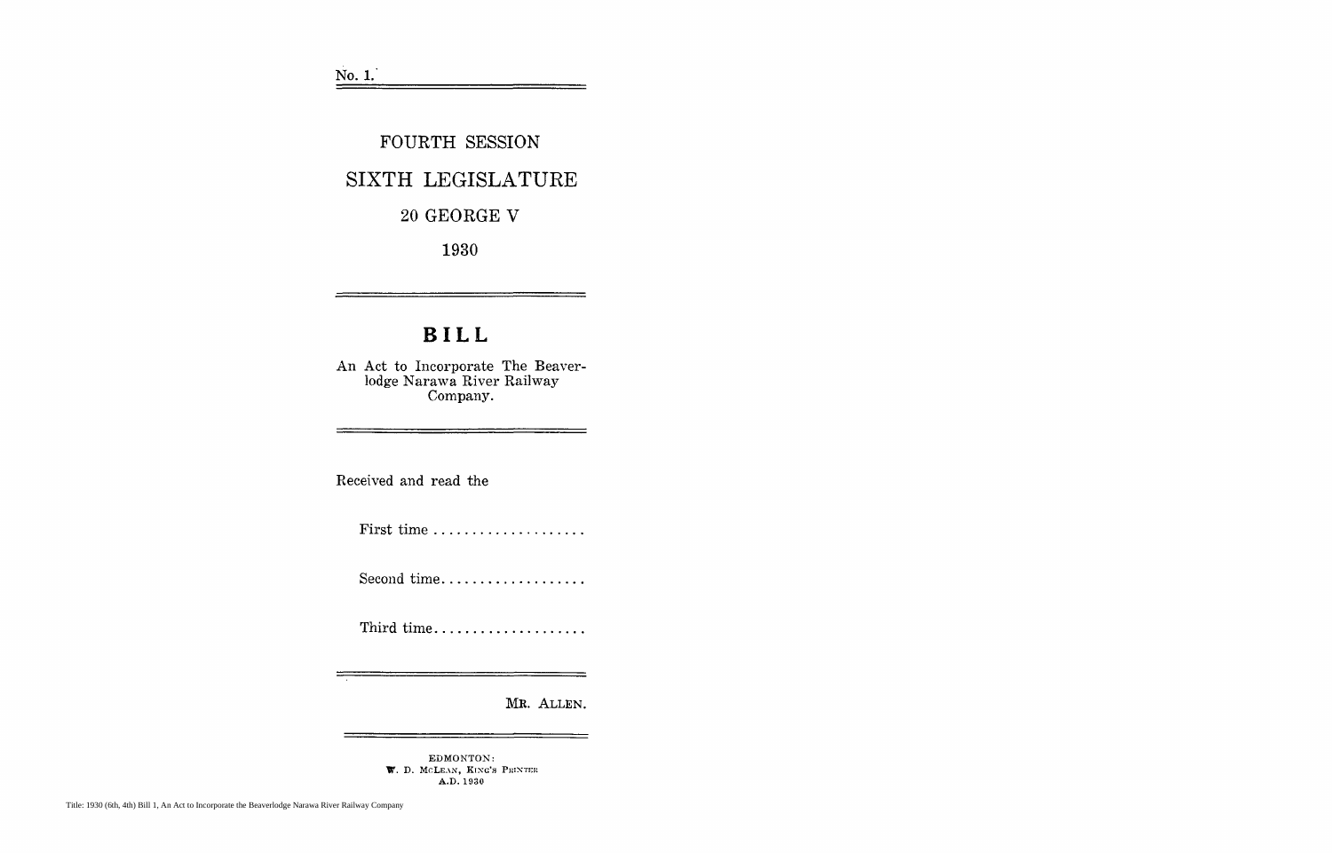No. 1.

FOURTH SESSION

SIXTH LEGISLATURE

20 GEORGE V

1930

# BILL

An Act to Incorporate The Beaverlodge Narawa River Railway Company.

Received and read the

First time ....................

Second time..................

Third time...................

MR. ALLEN.

EDMONTON:
W. D. McLEAN, KING'S PRINTER
A.D. 1930

Title: 1930 (6th, 4th) Bill 1, An Act to Incorporate the Beaverlodge Narawa River Railway Company